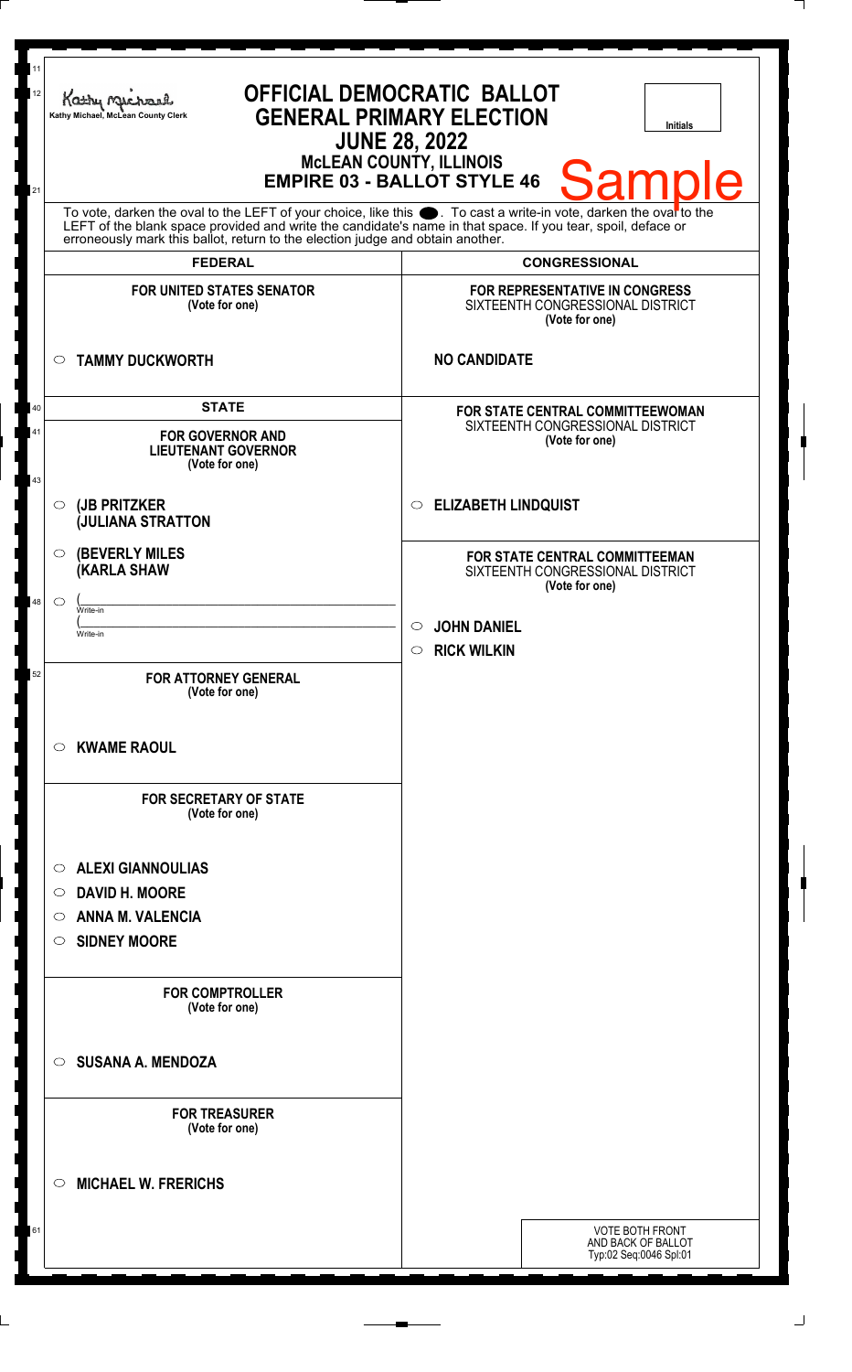Kathy Michael, McLean County Clerk

# OFFICIAL DEMOCRATIC BALLOT
## GENERAL PRIMARY ELECTION
## JUNE 28, 2022
### McLEAN COUNTY, ILLINOIS
### EMPIRE 03 - BALLOT STYLE 46

Initials

**Sample**

To vote, darken the oval to the LEFT of your choice, like this ●. To cast a write-in vote, darken the oval to the LEFT of the blank space provided and write the candidate's name in that space. If you tear, spoil, deface or erroneously mark this ballot, return to the election judge and obtain another.

## FEDERAL

**FOR UNITED STATES SENATOR**
(Vote for one)

○ **TAMMY DUCKWORTH**

## STATE

**FOR GOVERNOR AND LIEUTENANT GOVERNOR**
(Vote for one)

○ **(JB PRITZKER (JULIANA STRATTON**

○ **(BEVERLY MILES (KARLA SHAW**

○ (\_\_\_\_\_\_\_\_\_\_\_\_\_\_\_\_\_\_ Write-in
(\_\_\_\_\_\_\_\_\_\_\_\_\_\_\_\_\_\_ Write-in

**FOR ATTORNEY GENERAL**
(Vote for one)

○ **KWAME RAOUL**

**FOR SECRETARY OF STATE**
(Vote for one)

○ **ALEXI GIANNOULIAS**
○ **DAVID H. MOORE**
○ **ANNA M. VALENCIA**
○ **SIDNEY MOORE**

**FOR COMPTROLLER**
(Vote for one)

○ **SUSANA A. MENDOZA**

**FOR TREASURER**
(Vote for one)

○ **MICHAEL W. FRERICHS**

## CONGRESSIONAL

**FOR REPRESENTATIVE IN CONGRESS**
SIXTEENTH CONGRESSIONAL DISTRICT
(Vote for one)

**NO CANDIDATE**

**FOR STATE CENTRAL COMMITTEEWOMAN**
SIXTEENTH CONGRESSIONAL DISTRICT
(Vote for one)

○ **ELIZABETH LINDQUIST**

**FOR STATE CENTRAL COMMITTEEMAN**
SIXTEENTH CONGRESSIONAL DISTRICT
(Vote for one)

○ **JOHN DANIEL**
○ **RICK WILKIN**

VOTE BOTH FRONT AND BACK OF BALLOT
Typ:02 Seq:0046 Spl:01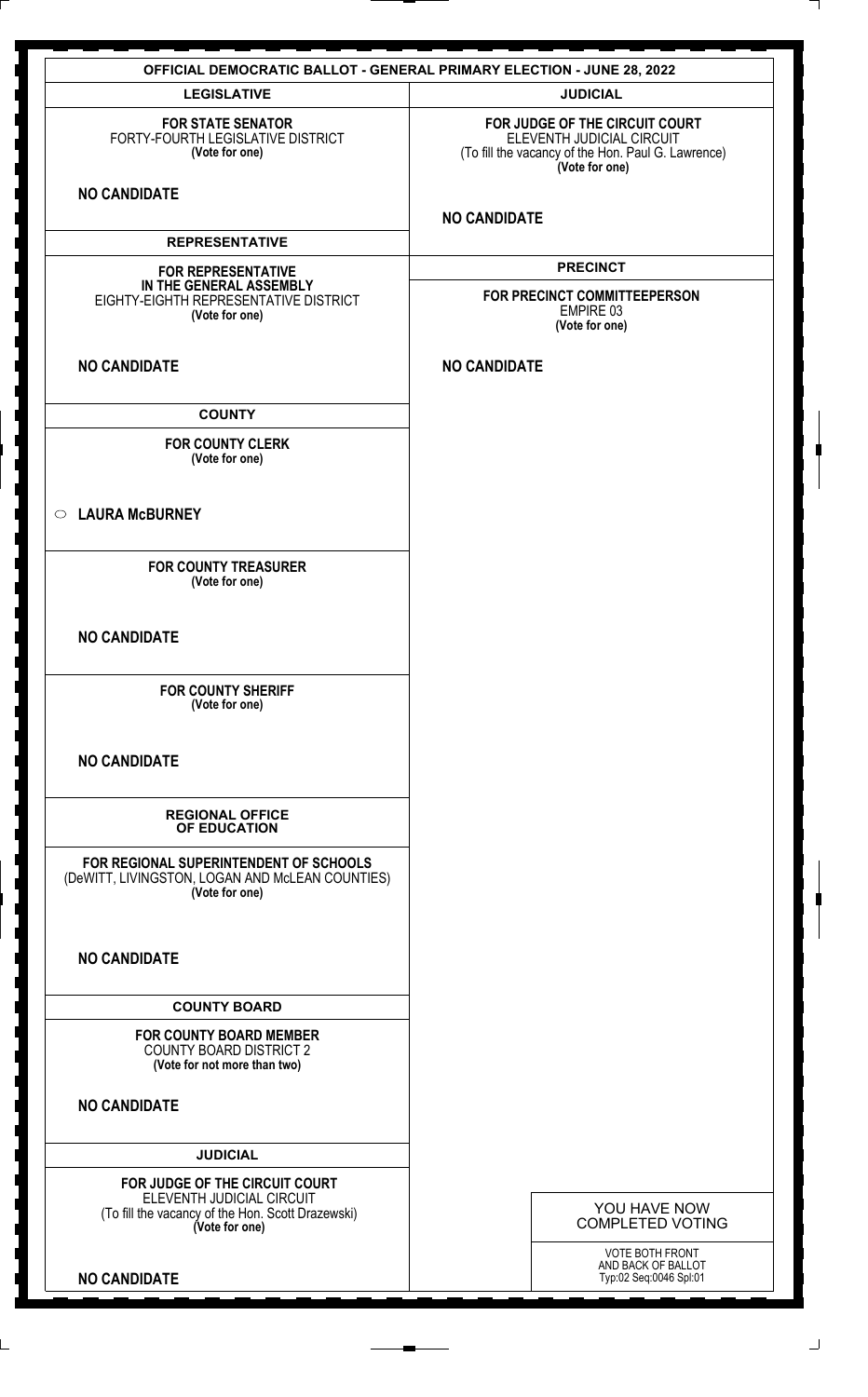# OFFICIAL DEMOCRATIC BALLOT - GENERAL PRIMARY ELECTION - JUNE 28, 2022

## LEGISLATIVE

**FOR STATE SENATOR**
FORTY-FOURTH LEGISLATIVE DISTRICT
**(Vote for one)**

**NO CANDIDATE**

## REPRESENTATIVE

**FOR REPRESENTATIVE IN THE GENERAL ASSEMBLY**
EIGHTY-EIGHTH REPRESENTATIVE DISTRICT
**(Vote for one)**

**NO CANDIDATE**

## COUNTY

**FOR COUNTY CLERK**
**(Vote for one)**

○ **LAURA McBURNEY**

**FOR COUNTY TREASURER**
**(Vote for one)**

**NO CANDIDATE**

**FOR COUNTY SHERIFF**
**(Vote for one)**

**NO CANDIDATE**

## REGIONAL OFFICE OF EDUCATION

**FOR REGIONAL SUPERINTENDENT OF SCHOOLS**
(DeWITT, LIVINGSTON, LOGAN AND McLEAN COUNTIES)
**(Vote for one)**

**NO CANDIDATE**

## COUNTY BOARD

**FOR COUNTY BOARD MEMBER**
COUNTY BOARD DISTRICT 2
**(Vote for not more than two)**

**NO CANDIDATE**

## JUDICIAL

**FOR JUDGE OF THE CIRCUIT COURT**
ELEVENTH JUDICIAL CIRCUIT
(To fill the vacancy of the Hon. Scott Drazewski)
**(Vote for one)**

**NO CANDIDATE**

## JUDICIAL

**FOR JUDGE OF THE CIRCUIT COURT**
ELEVENTH JUDICIAL CIRCUIT
(To fill the vacancy of the Hon. Paul G. Lawrence)
**(Vote for one)**

**NO CANDIDATE**

## PRECINCT

**FOR PRECINCT COMMITTEEPERSON**
EMPIRE 03
**(Vote for one)**

**NO CANDIDATE**

YOU HAVE NOW COMPLETED VOTING

VOTE BOTH FRONT AND BACK OF BALLOT
Typ:02 Seq:0046 Spl:01